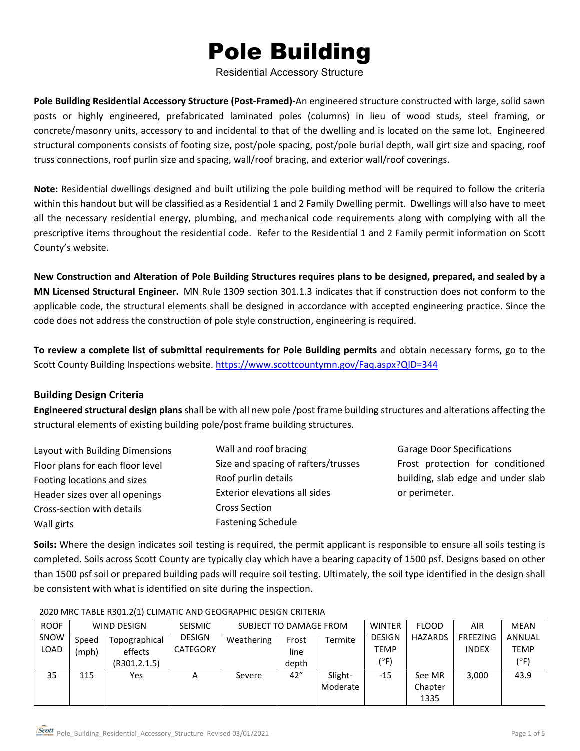# Pole Building

Residential Accessory Structure

**Pole Building Residential Accessory Structure (Post-Framed)-**An engineered structure constructed with large, solid sawn posts or highly engineered, prefabricated laminated poles (columns) in lieu of wood studs, steel framing, or concrete/masonry units, accessory to and incidental to that of the dwelling and is located on the same lot. Engineered structural components consists of footing size, post/pole spacing, post/pole burial depth, wall girt size and spacing, roof truss connections, roof purlin size and spacing, wall/roof bracing, and exterior wall/roof coverings.

**Note:** Residential dwellings designed and built utilizing the pole building method will be required to follow the criteria within this handout but will be classified as a Residential 1 and 2 Family Dwelling permit. Dwellings will also have to meet all the necessary residential energy, plumbing, and mechanical code requirements along with complying with all the prescriptive items throughout the residential code. Refer to the Residential 1 and 2 Family permit information on Scott County's website.

**New Construction and Alteration of Pole Building Structures requires plans to be designed, prepared, and sealed by a MN Licensed Structural Engineer.** MN Rule 1309 section 301.1.3 indicates that if construction does not conform to the applicable code, the structural elements shall be designed in accordance with accepted engineering practice. Since the code does not address the construction of pole style construction, engineering is required.

**To review a complete list of submittal requirements for Pole Building permits** and obtain necessary forms, go to the Scott County Building Inspections website. https://www.scottcountymn.gov/Faq.aspx?QID=344

## Building Design Criteria

**Engineered structural design plans** shall be with all new pole /post frame building structures and alterations affecting the structural elements of existing building pole/post frame building structures.

- Layout with Building Dimensions
- Floor plans for each floor level
- Footing locations and sizes
- Header sizes over all openings
- Cross-section with details
- Wall girts
- Wall and roof bracing
- Size and spacing of rafters/trusses
- Roof purlin details
- Exterior elevations all sides
- Cross Section
- Fastening Schedule
- Garage Door Specifications
- Frost protection for conditioned building, slab edge and under slab or perimeter.

**Soils:** Where the design indicates soil testing is required, the permit applicant is responsible to ensure all soils testing is completed. Soils across Scott County are typically clay which have a bearing capacity of 1500 psf. Designs based on other than 1500 psf soil or prepared building pads will require soil testing. Ultimately, the soil type identified in the design shall be consistent with what is identified on site during the inspection.

2020 MRC TABLE R301.2(1) CLIMATIC AND GEOGRAPHIC DESIGN CRITERIA

| ROOF SNOW LOAD | WIND DESIGN | | SEISMIC DESIGN CATEGORY | SUBJECT TO DAMAGE FROM | | | WINTER DESIGN TEMP (°F) | FLOOD HAZARDS | AIR FREEZING INDEX | MEAN ANNUAL TEMP (°F) |
|---|---|---|---|---|---|---|---|---|---|---|
| | Speed (mph) | Topographical effects (R301.2.1.5) | | Weathering | Frost line depth | Termite | | | | |
| 35 | 115 | Yes | A | Severe | 42" | Slight-Moderate | -15 | See MR Chapter 1335 | 3,000 | 43.9 |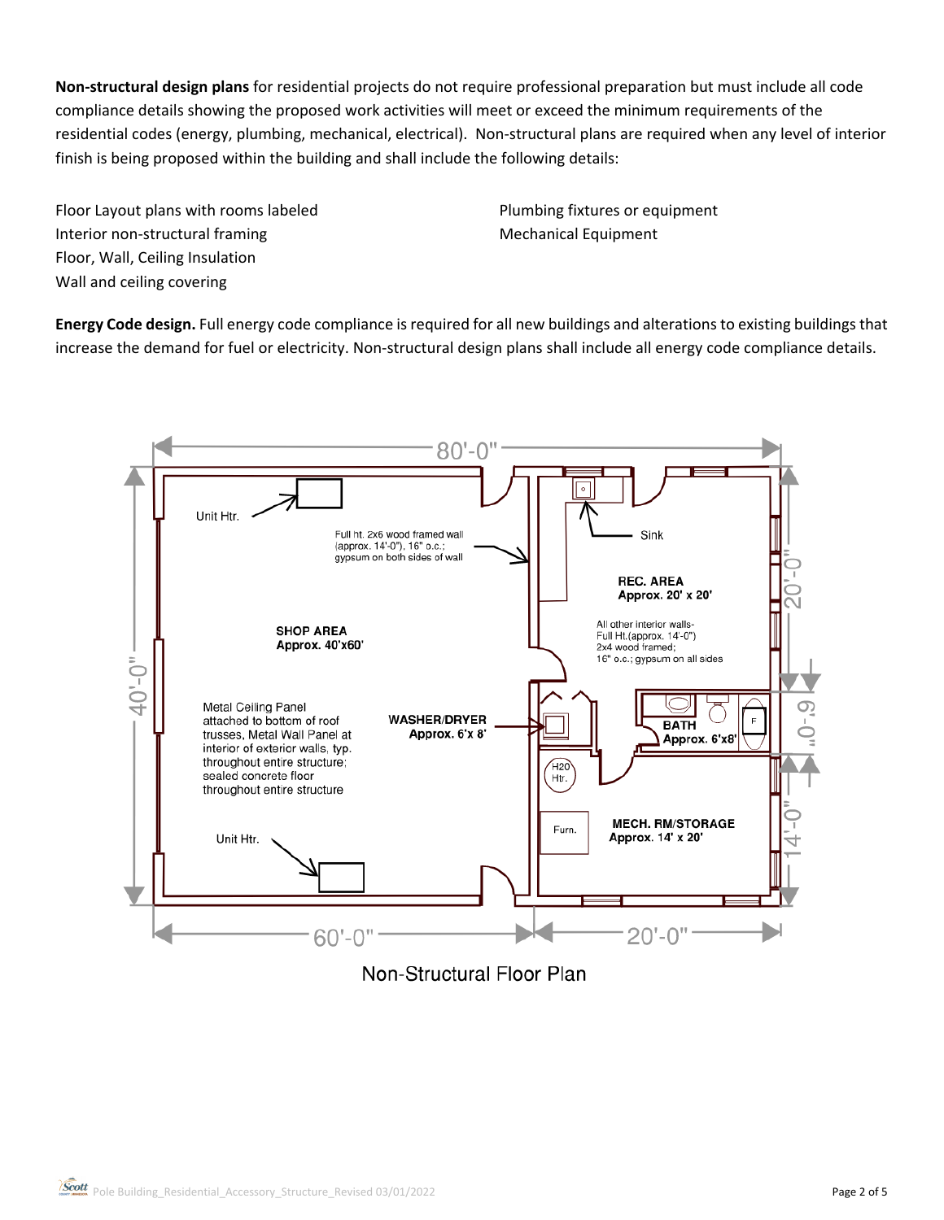**Non-structural design plans** for residential projects do not require professional preparation but must include all code compliance details showing the proposed work activities will meet or exceed the minimum requirements of the residential codes (energy, plumbing, mechanical, electrical). Non-structural plans are required when any level of interior finish is being proposed within the building and shall include the following details:

- Floor Layout plans with rooms labeled
- Interior non-structural framing
- Floor, Wall, Ceiling Insulation
- Wall and ceiling covering
- Plumbing fixtures or equipment
- Mechanical Equipment

**Energy Code design.** Full energy code compliance is required for all new buildings and alterations to existing buildings that increase the demand for fuel or electricity. Non-structural design plans shall include all energy code compliance details.

80'-0"

40'-0"

Unit Htr.

Full ht. 2x6 wood framed wall (approx. 14'-0"), 16" o.c.; gypsum on both sides of wall

Sink

REC. AREA
Approx. 20' x 20'

All other interior walls- Full Ht.(approx. 14'-0") 2x4 wood framed; 16" o.c.; gypsum on all sides

SHOP AREA
Approx. 40'x60'

Metal Ceiling Panel attached to bottom of roof trusses, Metal Wall Panel at interior of exterior walls, typ. throughout entire structure; sealed concrete floor throughout entire structure

WASHER/DRYER
Approx. 6'x 8'

BATH
Approx. 6'x8'

H20 Htr.

Furn.

MECH. RM/STORAGE
Approx. 14' x 20'

Unit Htr.

20'-0"

6'-0"

14'-0"

60'-0"

20'-0"

Non-Structural Floor Plan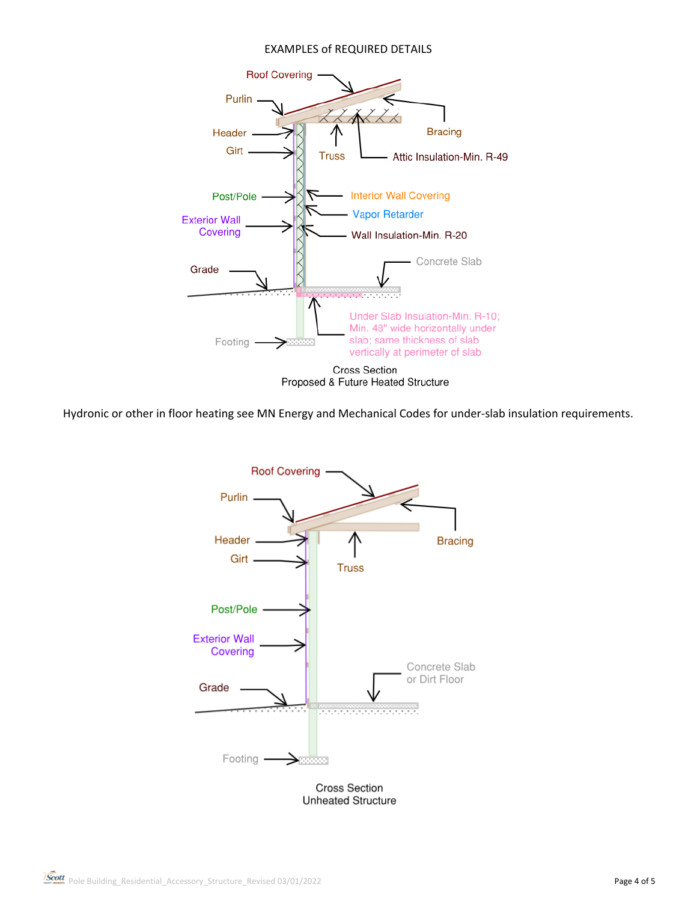EXAMPLES of REQUIRED DETAILS

Roof Covering

Purlin

Header

Girt

Bracing

Truss

Attic Insulation-Min. R-49

Post/Pole

Interior Wall Covering

Vapor Retarder

Exterior Wall Covering

Wall Insulation-Min. R-20

Grade

Concrete Slab

Under Slab Insulation-Min. R-10; Min. 48" wide horizontally under slab; same thickness of slab vertically at perimeter of slab

Footing

Cross Section
Proposed & Future Heated Structure

Hydronic or other in floor heating see MN Energy and Mechanical Codes for under-slab insulation requirements.

Roof Covering

Purlin

Header

Girt

Bracing

Truss

Post/Pole

Exterior Wall Covering

Grade

Concrete Slab or Dirt Floor

Footing

Cross Section
Unheated Structure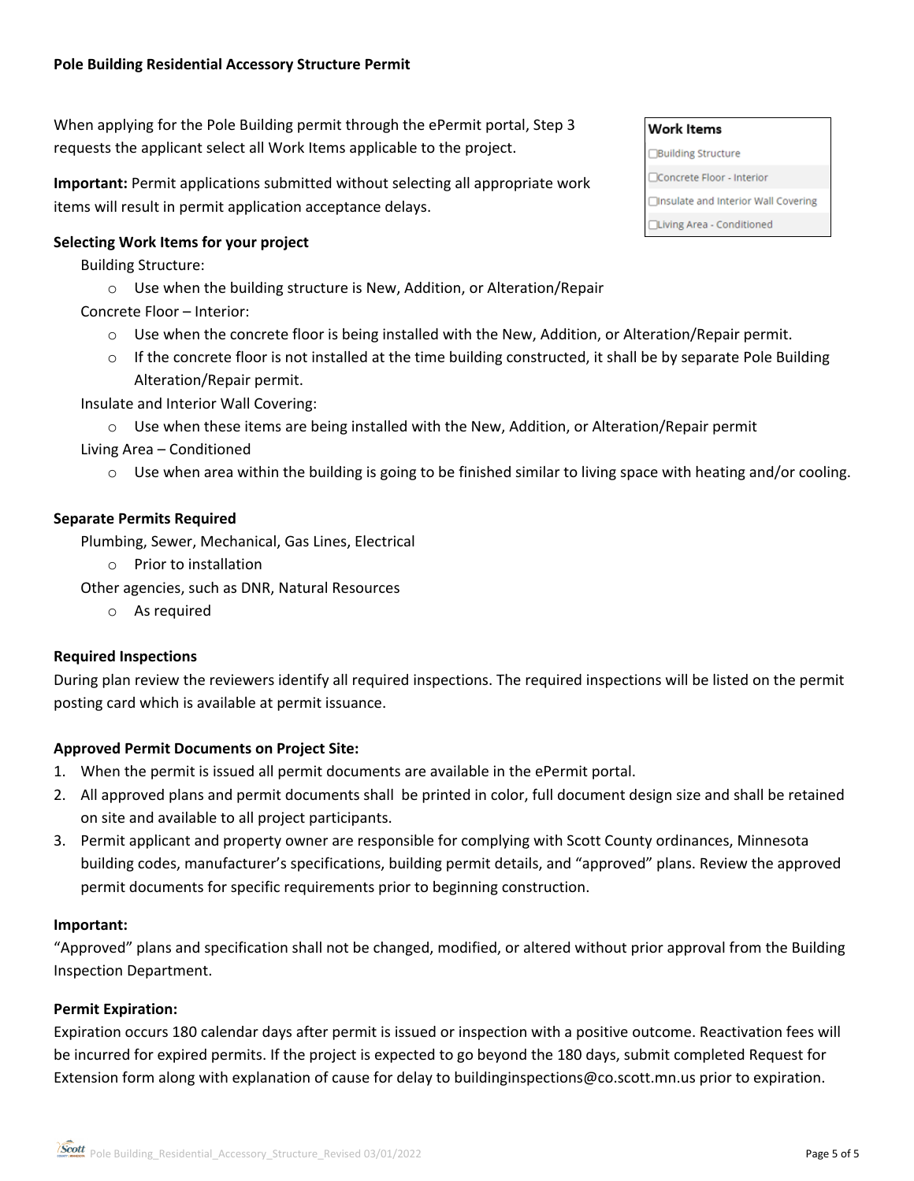**Pole Building Residential Accessory Structure Permit**

When applying for the Pole Building permit through the ePermit portal, Step 3 requests the applicant select all Work Items applicable to the project.

| Work Items |
|---|
| ☐Building Structure |
| ☐Concrete Floor - Interior |
| ☐Insulate and Interior Wall Covering |
| ☐Living Area - Conditioned |

**Important:** Permit applications submitted without selecting all appropriate work items will result in permit application acceptance delays.

**Selecting Work Items for your project**

Building Structure:
- Use when the building structure is New, Addition, or Alteration/Repair

Concrete Floor – Interior:
- Use when the concrete floor is being installed with the New, Addition, or Alteration/Repair permit.
- If the concrete floor is not installed at the time building constructed, it shall be by separate Pole Building Alteration/Repair permit.

Insulate and Interior Wall Covering:
- Use when these items are being installed with the New, Addition, or Alteration/Repair permit

Living Area – Conditioned
- Use when area within the building is going to be finished similar to living space with heating and/or cooling.

**Separate Permits Required**

Plumbing, Sewer, Mechanical, Gas Lines, Electrical
- Prior to installation

Other agencies, such as DNR, Natural Resources
- As required

**Required Inspections**

During plan review the reviewers identify all required inspections. The required inspections will be listed on the permit posting card which is available at permit issuance.

**Approved Permit Documents on Project Site:**

1. When the permit is issued all permit documents are available in the ePermit portal.
2. All approved plans and permit documents shall be printed in color, full document design size and shall be retained on site and available to all project participants.
3. Permit applicant and property owner are responsible for complying with Scott County ordinances, Minnesota building codes, manufacturer's specifications, building permit details, and "approved" plans. Review the approved permit documents for specific requirements prior to beginning construction.

**Important:**

"Approved" plans and specification shall not be changed, modified, or altered without prior approval from the Building Inspection Department.

**Permit Expiration:**

Expiration occurs 180 calendar days after permit is issued or inspection with a positive outcome. Reactivation fees will be incurred for expired permits. If the project is expected to go beyond the 180 days, submit completed Request for Extension form along with explanation of cause for delay to buildinginspections@co.scott.mn.us prior to expiration.